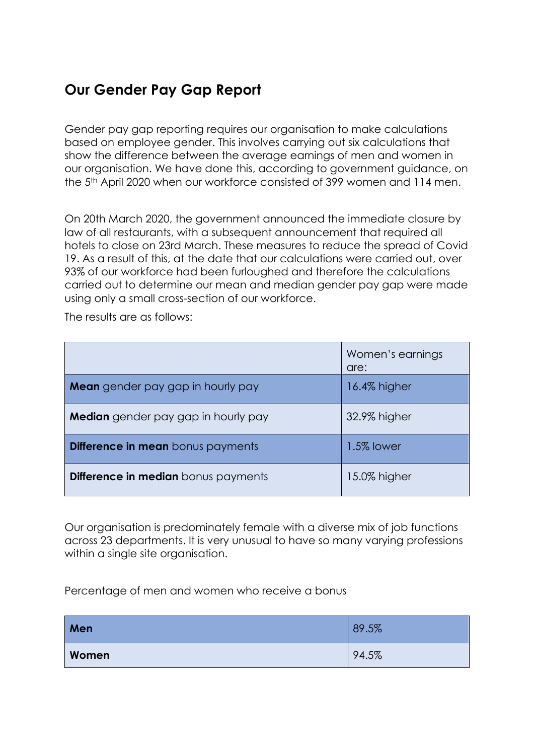# Our Gender Pay Gap Report

Gender pay gap reporting requires our organisation to make calculations based on employee gender. This involves carrying out six calculations that show the difference between the average earnings of men and women in our organisation. We have done this, according to government guidance, on the 5th April 2020 when our workforce consisted of 399 women and 114 men.

On 20th March 2020, the government announced the immediate closure by law of all restaurants, with a subsequent announcement that required all hotels to close on 23rd March. These measures to reduce the spread of Covid 19. As a result of this, at the date that our calculations were carried out, over 93% of our workforce had been furloughed and therefore the calculations carried out to determine our mean and median gender pay gap were made using only a small cross-section of our workforce.

The results are as follows:

| | Women's earnings are: |
|---|---|
| **Mean** gender pay gap in hourly pay | 16.4% higher |
| **Median** gender pay gap in hourly pay | 32.9% higher |
| **Difference in mean** bonus payments | 1.5% lower |
| **Difference in median** bonus payments | 15.0% higher |

Our organisation is predominately female with a diverse mix of job functions across 23 departments. It is very unusual to have so many varying professions within a single site organisation.

Percentage of men and women who receive a bonus

| | |
|---|---|
| **Men** | 89.5% |
| **Women** | 94.5% |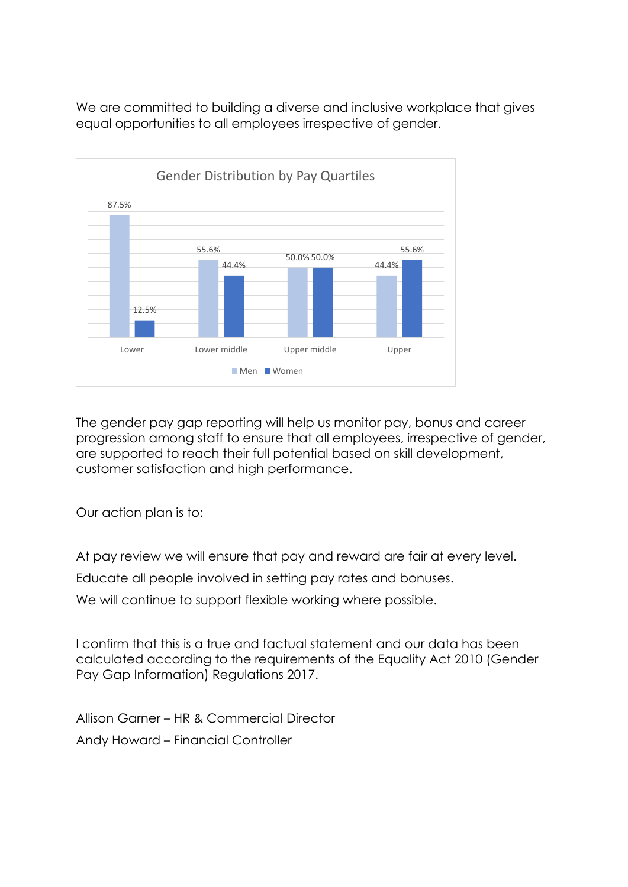We are committed to building a diverse and inclusive workplace that gives equal opportunities to all employees irrespective of gender.

Gender Distribution by Pay Quartiles

87.5%
12.5%
55.6%
44.4%
50.0% 50.0%
44.4%
55.6%

Lower
Lower middle
Upper middle
Upper

Men
Women

The gender pay gap reporting will help us monitor pay, bonus and career progression among staff to ensure that all employees, irrespective of gender, are supported to reach their full potential based on skill development, customer satisfaction and high performance.

Our action plan is to:

At pay review we will ensure that pay and reward are fair at every level.

Educate all people involved in setting pay rates and bonuses.

We will continue to support flexible working where possible.

I confirm that this is a true and factual statement and our data has been calculated according to the requirements of the Equality Act 2010 (Gender Pay Gap Information) Regulations 2017.

Allison Garner – HR & Commercial Director

Andy Howard – Financial Controller